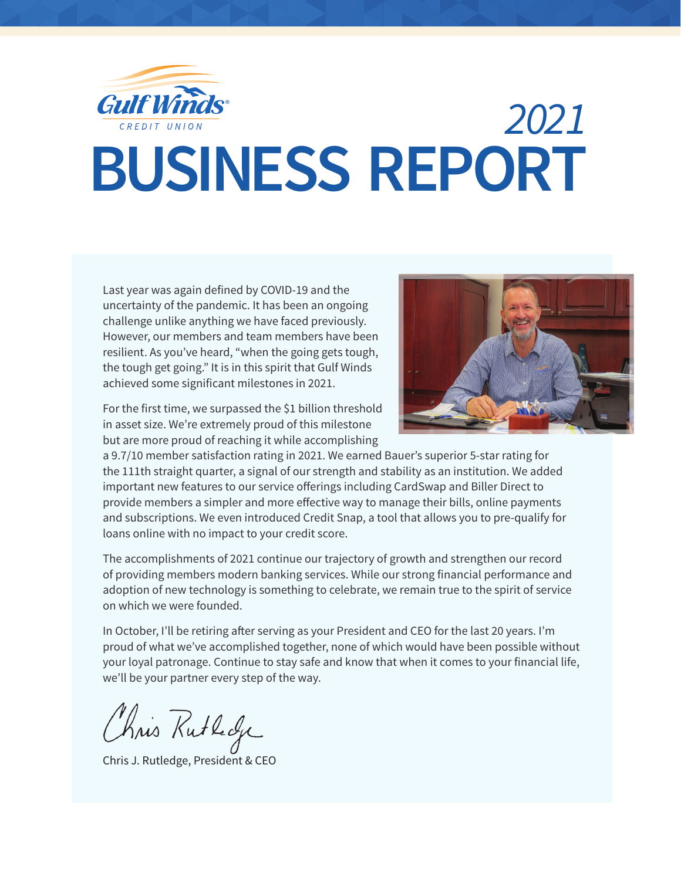Gulf Winds® CREDIT UNION

# 2021 BUSINESS REPORT

Last year was again defined by COVID-19 and the uncertainty of the pandemic. It has been an ongoing challenge unlike anything we have faced previously. However, our members and team members have been resilient. As you've heard, "when the going gets tough, the tough get going." It is in this spirit that Gulf Winds achieved some significant milestones in 2021.

For the first time, we surpassed the $1 billion threshold in asset size. We're extremely proud of this milestone but are more proud of reaching it while accomplishing a 9.7/10 member satisfaction rating in 2021. We earned Bauer's superior 5-star rating for the 111th straight quarter, a signal of our strength and stability as an institution. We added important new features to our service offerings including CardSwap and Biller Direct to provide members a simpler and more effective way to manage their bills, online payments and subscriptions. We even introduced Credit Snap, a tool that allows you to pre-qualify for loans online with no impact to your credit score.

The accomplishments of 2021 continue our trajectory of growth and strengthen our record of providing members modern banking services. While our strong financial performance and adoption of new technology is something to celebrate, we remain true to the spirit of service on which we were founded.

In October, I'll be retiring after serving as your President and CEO for the last 20 years. I'm proud of what we've accomplished together, none of which would have been possible without your loyal patronage. Continue to stay safe and know that when it comes to your financial life, we'll be your partner every step of the way.

Chris Rutledge

Chris J. Rutledge, President & CEO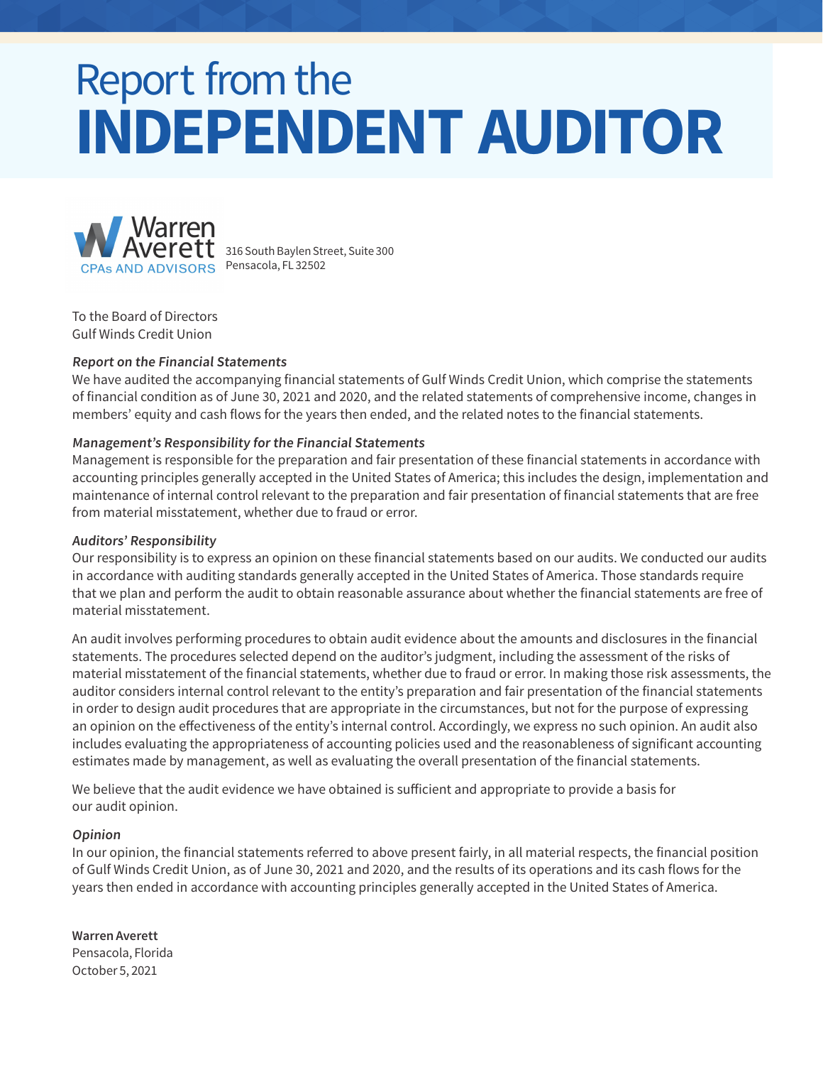# Report from the INDEPENDENT AUDITOR

Warren Averett
CPAs AND ADVISORS

316 South Baylen Street, Suite 300
Pensacola, FL 32502

To the Board of Directors
Gulf Winds Credit Union

***Report on the Financial Statements***

We have audited the accompanying financial statements of Gulf Winds Credit Union, which comprise the statements of financial condition as of June 30, 2021 and 2020, and the related statements of comprehensive income, changes in members' equity and cash flows for the years then ended, and the related notes to the financial statements.

***Management's Responsibility for the Financial Statements***

Management is responsible for the preparation and fair presentation of these financial statements in accordance with accounting principles generally accepted in the United States of America; this includes the design, implementation and maintenance of internal control relevant to the preparation and fair presentation of financial statements that are free from material misstatement, whether due to fraud or error.

***Auditors' Responsibility***

Our responsibility is to express an opinion on these financial statements based on our audits. We conducted our audits in accordance with auditing standards generally accepted in the United States of America. Those standards require that we plan and perform the audit to obtain reasonable assurance about whether the financial statements are free of material misstatement.

An audit involves performing procedures to obtain audit evidence about the amounts and disclosures in the financial statements. The procedures selected depend on the auditor's judgment, including the assessment of the risks of material misstatement of the financial statements, whether due to fraud or error. In making those risk assessments, the auditor considers internal control relevant to the entity's preparation and fair presentation of the financial statements in order to design audit procedures that are appropriate in the circumstances, but not for the purpose of expressing an opinion on the effectiveness of the entity's internal control. Accordingly, we express no such opinion. An audit also includes evaluating the appropriateness of accounting policies used and the reasonableness of significant accounting estimates made by management, as well as evaluating the overall presentation of the financial statements.

We believe that the audit evidence we have obtained is sufficient and appropriate to provide a basis for our audit opinion.

***Opinion***

In our opinion, the financial statements referred to above present fairly, in all material respects, the financial position of Gulf Winds Credit Union, as of June 30, 2021 and 2020, and the results of its operations and its cash flows for the years then ended in accordance with accounting principles generally accepted in the United States of America.

**Warren Averett**
Pensacola, Florida
October 5, 2021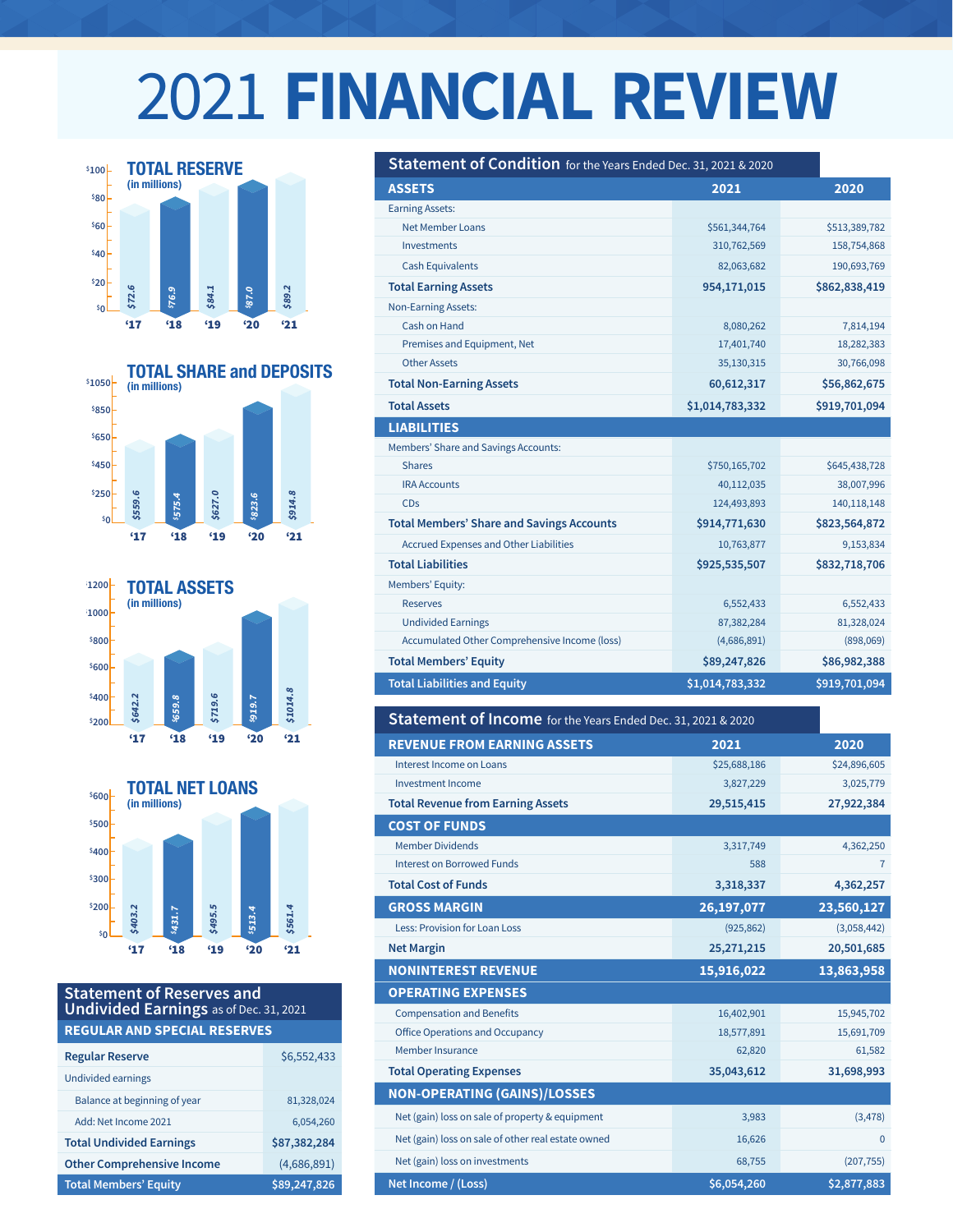# 2021 FINANCIAL REVIEW

## TOTAL RESERVE
(in millions)

| '17 | '18 | '19 | '20 | '21 |
|---|---|---|---|---|
| $72.6 | $76.9 | $84.1 | $87.0 | $89.2 |

## TOTAL SHARE and DEPOSITS
(in millions)

| '17 | '18 | '19 | '20 | '21 |
|---|---|---|---|---|
| $559.6 | $575.4 | $627.0 | $823.6 | $914.8 |

## TOTAL ASSETS
(in millions)

| '17 | '18 | '19 | '20 | '21 |
|---|---|---|---|---|
| $642.2 | $659.8 | $719.6 | $919.7 | $1014.8 |

## TOTAL NET LOANS
(in millions)

| '17 | '18 | '19 | '20 | '21 |
|---|---|---|---|---|
| $403.2 | $431.7 | $495.5 | $513.4 | $561.4 |

## Statement of Reserves and Undivided Earnings as of Dec. 31, 2021

| REGULAR AND SPECIAL RESERVES | |
|---|---|
| **Regular Reserve** | $6,552,433 |
| Undivided earnings | |
| Balance at beginning of year | 81,328,024 |
| Add: Net Income 2021 | 6,054,260 |
| **Total Undivided Earnings** | **$87,382,284** |
| **Other Comprehensive Income** | (4,686,891) |
| **Total Members' Equity** | **$89,247,826** |

## Statement of Condition for the Years Ended Dec. 31, 2021 & 2020

| ASSETS | 2021 | 2020 |
|---|---|---|
| Earning Assets: | | |
| Net Member Loans | $561,344,764 | $513,389,782 |
| Investments | 310,762,569 | 158,754,868 |
| Cash Equivalents | 82,063,682 | 190,693,769 |
| **Total Earning Assets** | **954,171,015** | **$862,838,419** |
| Non-Earning Assets: | | |
| Cash on Hand | 8,080,262 | 7,814,194 |
| Premises and Equipment, Net | 17,401,740 | 18,282,383 |
| Other Assets | 35,130,315 | 30,766,098 |
| **Total Non-Earning Assets** | **60,612,317** | **$56,862,675** |
| **Total Assets** | **$1,014,783,332** | **$919,701,094** |
| **LIABILITIES** | | |
| Members' Share and Savings Accounts: | | |
| Shares | $750,165,702 | $645,438,728 |
| IRA Accounts | 40,112,035 | 38,007,996 |
| CDs | 124,493,893 | 140,118,148 |
| **Total Members' Share and Savings Accounts** | **$914,771,630** | **$823,564,872** |
| Accrued Expenses and Other Liabilities | 10,763,877 | 9,153,834 |
| **Total Liabilities** | **$925,535,507** | **$832,718,706** |
| Members' Equity: | | |
| Reserves | 6,552,433 | 6,552,433 |
| Undivided Earnings | 87,382,284 | 81,328,024 |
| Accumulated Other Comprehensive Income (loss) | (4,686,891) | (898,069) |
| **Total Members' Equity** | **$89,247,826** | **$86,982,388** |
| **Total Liabilities and Equity** | **$1,014,783,332** | **$919,701,094** |

## Statement of Income for the Years Ended Dec. 31, 2021 & 2020

| REVENUE FROM EARNING ASSETS | 2021 | 2020 |
|---|---|---|
| Interest Income on Loans | $25,688,186 | $24,896,605 |
| Investment Income | 3,827,229 | 3,025,779 |
| **Total Revenue from Earning Assets** | **29,515,415** | **27,922,384** |
| **COST OF FUNDS** | | |
| Member Dividends | 3,317,749 | 4,362,250 |
| Interest on Borrowed Funds | 588 | 7 |
| **Total Cost of Funds** | **3,318,337** | **4,362,257** |
| **GROSS MARGIN** | **26,197,077** | **23,560,127** |
| Less: Provision for Loan Loss | (925,862) | (3,058,442) |
| **Net Margin** | **25,271,215** | **20,501,685** |
| **NONINTEREST REVENUE** | **15,916,022** | **13,863,958** |
| **OPERATING EXPENSES** | | |
| Compensation and Benefits | 16,402,901 | 15,945,702 |
| Office Operations and Occupancy | 18,577,891 | 15,691,709 |
| Member Insurance | 62,820 | 61,582 |
| **Total Operating Expenses** | **35,043,612** | **31,698,993** |
| **NON-OPERATING (GAINS)/LOSSES** | | |
| Net (gain) loss on sale of property & equipment | 3,983 | (3,478) |
| Net (gain) loss on sale of other real estate owned | 16,626 | 0 |
| Net (gain) loss on investments | 68,755 | (207,755) |
| **Net Income / (Loss)** | **$6,054,260** | **$2,877,883** |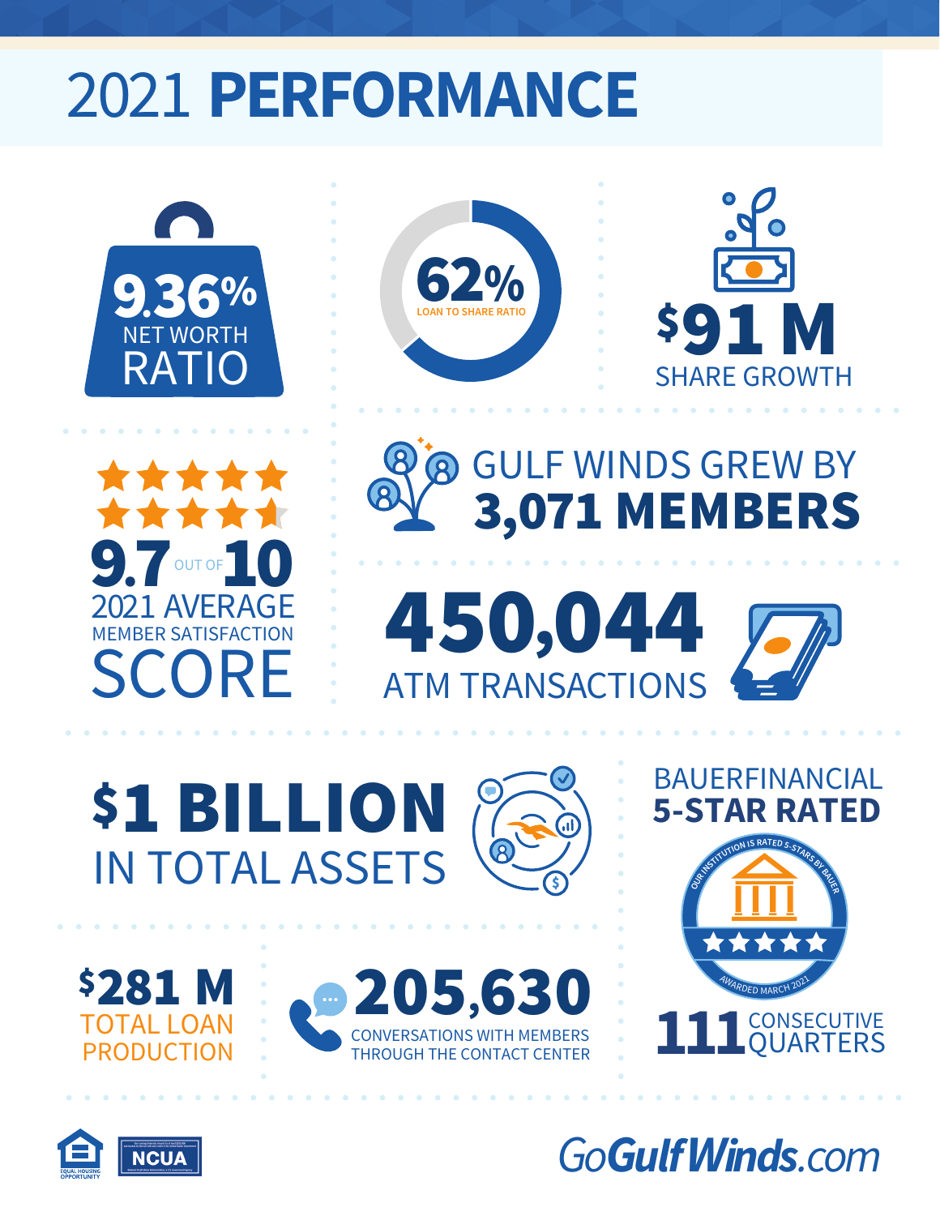# 2021 **PERFORMANCE**

**9.36%**
NET WORTH RATIO

**62%**
LOAN TO SHARE RATIO

**$91 M**
SHARE GROWTH

**9.7** OUT OF **10**
2021 AVERAGE MEMBER SATISFACTION SCORE

GULF WINDS GREW BY
**3,071 MEMBERS**

**450,044**
ATM TRANSACTIONS

**$1 BILLION**
IN TOTAL ASSETS

BAUERFINANCIAL
**5-STAR RATED**

OUR INSTITUTION IS RATED 5-STARS BY BAUER
AWARDED MARCH 2021

**111** CONSECUTIVE QUARTERS

**$281 M**
TOTAL LOAN PRODUCTION

**205,630**
CONVERSATIONS WITH MEMBERS THROUGH THE CONTACT CENTER

EQUAL HOUSING OPPORTUNITY

NCUA

GoGulfWinds.com